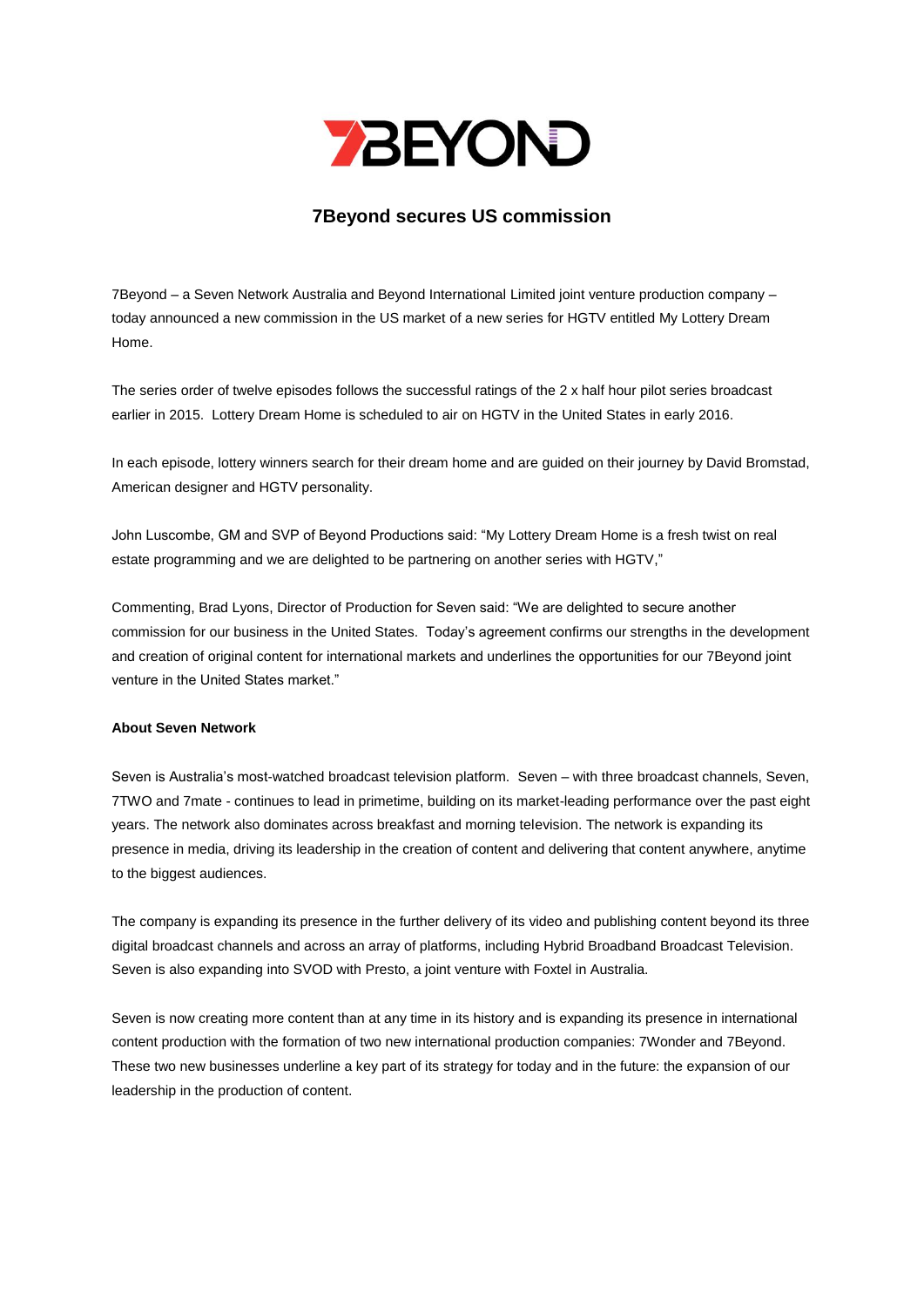# 7Beyond secures US commission

7Beyond – a Seven Network Australia and Beyond International Limited joint venture production company – today announced a new commission in the US market of a new series for HGTV entitled My Lottery Dream Home.

The series order of twelve episodes follows the successful ratings of the 2 x half hour pilot series broadcast earlier in 2015. Lottery Dream Home is scheduled to air on HGTV in the United States in early 2016.

In each episode, lottery winners search for their dream home and are guided on their journey by David Bromstad, American designer and HGTV personality.

John Luscombe, GM and SVP of Beyond Productions said: "My Lottery Dream Home is a fresh twist on real estate programming and we are delighted to be partnering on another series with HGTV,"

Commenting, Brad Lyons, Director of Production for Seven said: "We are delighted to secure another commission for our business in the United States. Today's agreement confirms our strengths in the development and creation of original content for international markets and underlines the opportunities for our 7Beyond joint venture in the United States market."

**About Seven Network**

Seven is Australia's most-watched broadcast television platform. Seven – with three broadcast channels, Seven, 7TWO and 7mate - continues to lead in primetime, building on its market-leading performance over the past eight years. The network also dominates across breakfast and morning television. The network is expanding its presence in media, driving its leadership in the creation of content and delivering that content anywhere, anytime to the biggest audiences.

The company is expanding its presence in the further delivery of its video and publishing content beyond its three digital broadcast channels and across an array of platforms, including Hybrid Broadband Broadcast Television. Seven is also expanding into SVOD with Presto, a joint venture with Foxtel in Australia.

Seven is now creating more content than at any time in its history and is expanding its presence in international content production with the formation of two new international production companies: 7Wonder and 7Beyond. These two new businesses underline a key part of its strategy for today and in the future: the expansion of our leadership in the production of content.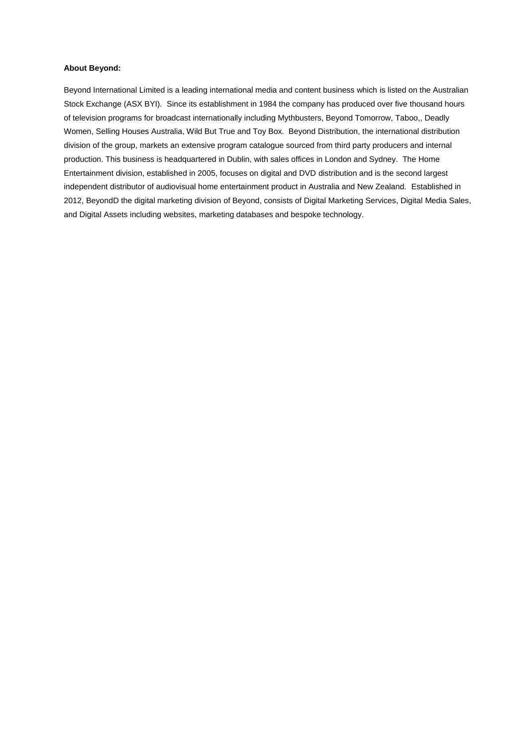**About Beyond:**

Beyond International Limited is a leading international media and content business which is listed on the Australian Stock Exchange (ASX BYI). Since its establishment in 1984 the company has produced over five thousand hours of television programs for broadcast internationally including Mythbusters, Beyond Tomorrow, Taboo,, Deadly Women, Selling Houses Australia, Wild But True and Toy Box. Beyond Distribution, the international distribution division of the group, markets an extensive program catalogue sourced from third party producers and internal production. This business is headquartered in Dublin, with sales offices in London and Sydney. The Home Entertainment division, established in 2005, focuses on digital and DVD distribution and is the second largest independent distributor of audiovisual home entertainment product in Australia and New Zealand. Established in 2012, BeyondD the digital marketing division of Beyond, consists of Digital Marketing Services, Digital Media Sales, and Digital Assets including websites, marketing databases and bespoke technology.